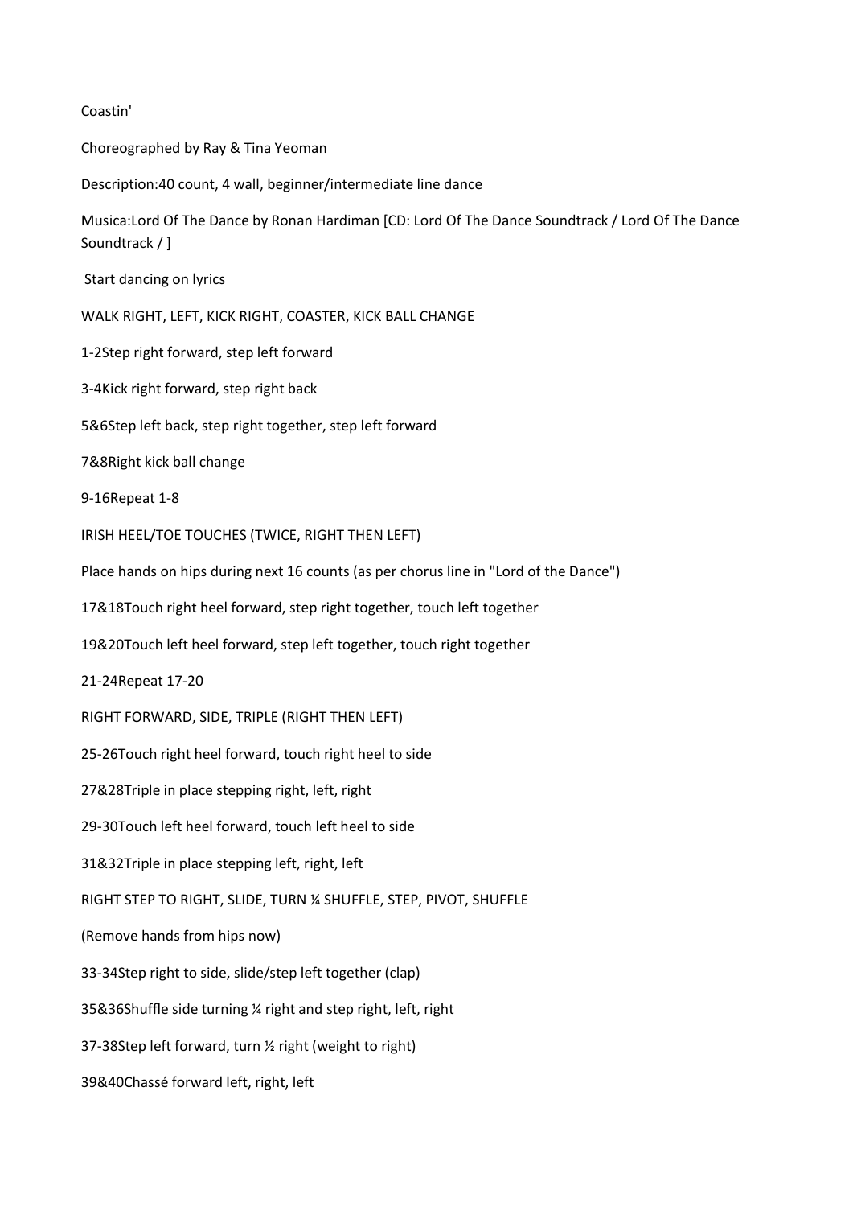Coastin'

Choreographed by Ray & Tina Yeoman

Description:40 count, 4 wall, beginner/intermediate line dance

Musica:Lord Of The Dance by Ronan Hardiman [CD: Lord Of The Dance Soundtrack / Lord Of The Dance Soundtrack / ]

Start dancing on lyrics

WALK RIGHT, LEFT, KICK RIGHT, COASTER, KICK BALL CHANGE

1-2Step right forward, step left forward

3-4Kick right forward, step right back

5&6Step left back, step right together, step left forward

7&8Right kick ball change

9-16Repeat 1-8

IRISH HEEL/TOE TOUCHES (TWICE, RIGHT THEN LEFT)

Place hands on hips during next 16 counts (as per chorus line in "Lord of the Dance")

17&18Touch right heel forward, step right together, touch left together

19&20Touch left heel forward, step left together, touch right together

21-24Repeat 17-20

RIGHT FORWARD, SIDE, TRIPLE (RIGHT THEN LEFT)

25-26Touch right heel forward, touch right heel to side

27&28Triple in place stepping right, left, right

29-30Touch left heel forward, touch left heel to side

31&32Triple in place stepping left, right, left

RIGHT STEP TO RIGHT, SLIDE, TURN ¼ SHUFFLE, STEP, PIVOT, SHUFFLE

(Remove hands from hips now)

33-34Step right to side, slide/step left together (clap)

35&36Shuffle side turning ¼ right and step right, left, right

37-38Step left forward, turn ½ right (weight to right)

39&40Chassé forward left, right, left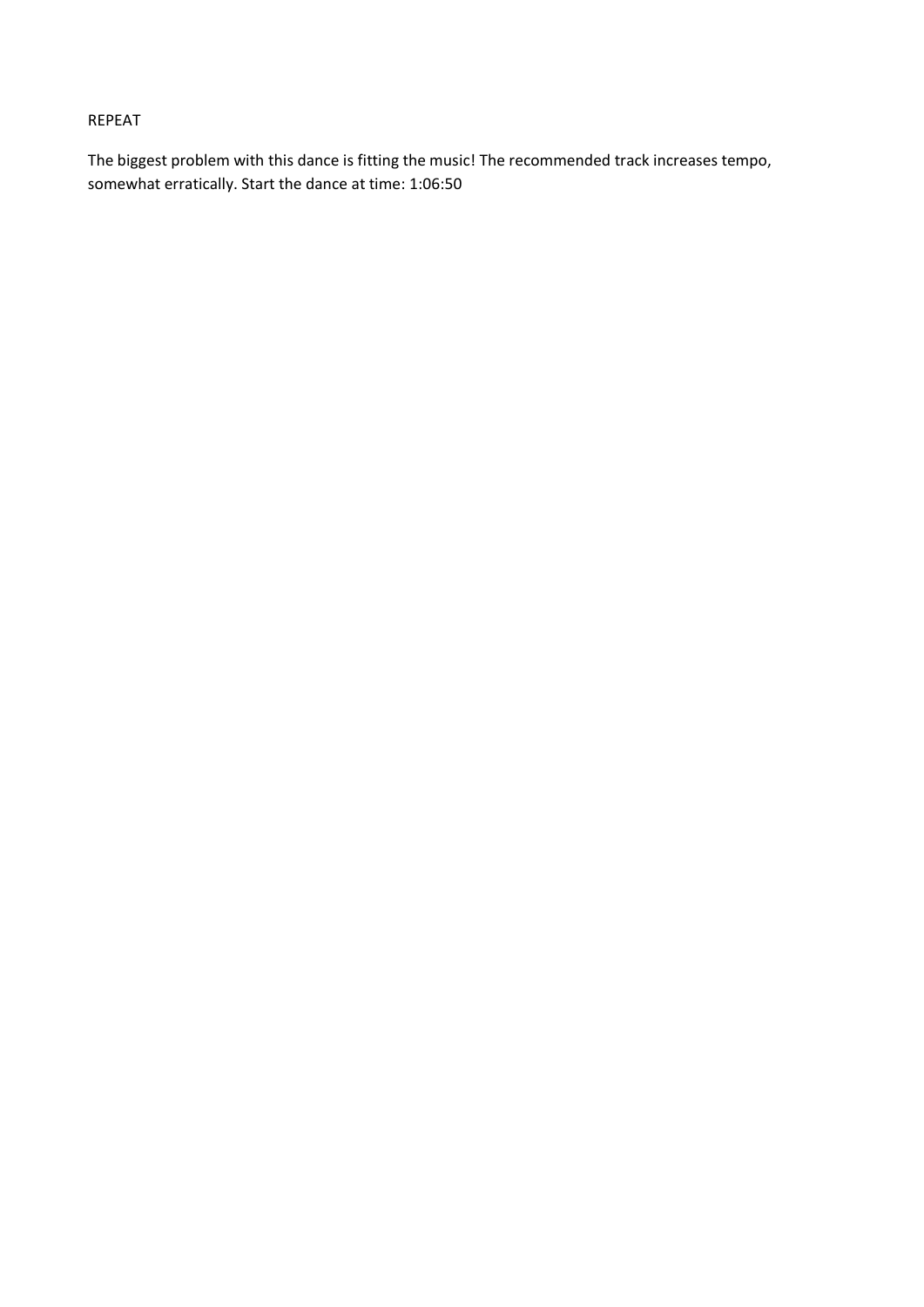REPEAT

The biggest problem with this dance is fitting the music! The recommended track increases tempo, somewhat erratically. Start the dance at time: 1:06:50